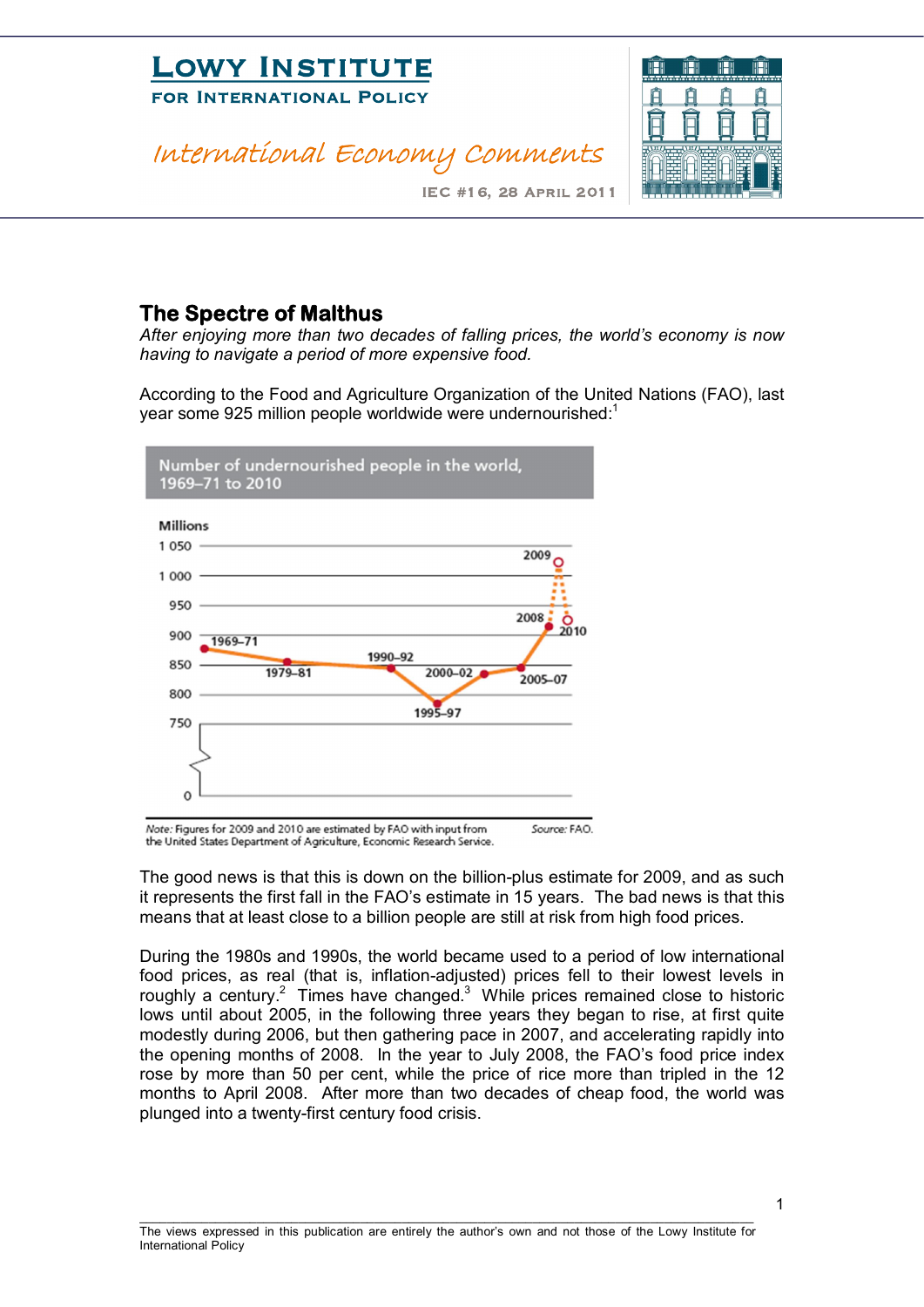# Lowy Institute for International Policy

*International Economy Comments*

IEC #16, 28 April 2011

## The Spectre of Malthus

*After enjoying more than two decades of falling prices, the world's economy is now having to navigate a period of more expensive food.*

According to the Food and Agriculture Organization of the United Nations (FAO), last year some 925 million people worldwide were undernourished:[1]

Number of undernourished people in the world, 1969–71 to 2010

Millions

| Period | Millions (approx.) |
|---|---|
| 1969–71 | 878 |
| 1979–81 | 853 |
| 1990–92 | 845 |
| 1995–97 | 788 |
| 2000–02 | 833 |
| 2005–07 | 848 |
| 2008 | 921 |
| 2009 | 1 023 |
| 2010 | 925 |

*Note:* Figures for 2009 and 2010 are estimated by FAO with input from the United States Department of Agriculture, Economic Research Service. *Source:* FAO.

The good news is that this is down on the billion-plus estimate for 2009, and as such it represents the first fall in the FAO's estimate in 15 years. The bad news is that this means that at least close to a billion people are still at risk from high food prices.

During the 1980s and 1990s, the world became used to a period of low international food prices, as real (that is, inflation-adjusted) prices fell to their lowest levels in roughly a century.[2] Times have changed.[3] While prices remained close to historic lows until about 2005, in the following three years they began to rise, at first quite modestly during 2006, but then gathering pace in 2007, and accelerating rapidly into the opening months of 2008. In the year to July 2008, the FAO's food price index rose by more than 50 per cent, while the price of rice more than tripled in the 12 months to April 2008. After more than two decades of cheap food, the world was plunged into a twenty-first century food crisis.

The views expressed in this publication are entirely the author's own and not those of the Lowy Institute for International Policy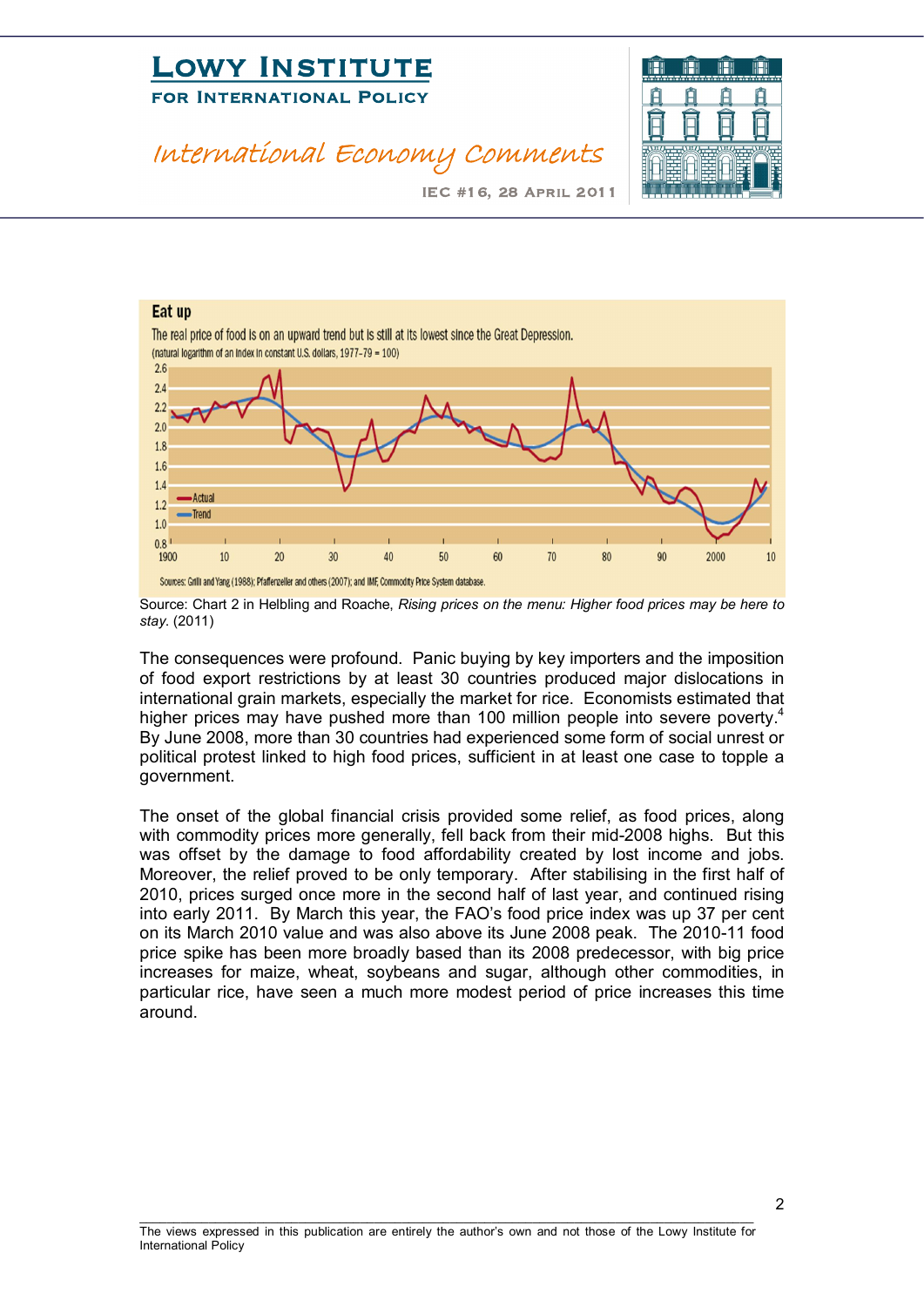**Eat up**

The real price of food is on an upward trend but is still at its lowest since the Great Depression.

(natural logarithm of an index in constant U.S. dollars, 1977–79 = 100)

Sources: Grilli and Yang (1988); Pfaffenzeller and others (2007); and IMF, Commodity Price System database.

Source: Chart 2 in Helbling and Roache, *Rising prices on the menu: Higher food prices may be here to stay.* (2011)

The consequences were profound. Panic buying by key importers and the imposition of food export restrictions by at least 30 countries produced major dislocations in international grain markets, especially the market for rice. Economists estimated that higher prices may have pushed more than 100 million people into severe poverty.[4] By June 2008, more than 30 countries had experienced some form of social unrest or political protest linked to high food prices, sufficient in at least one case to topple a government.

The onset of the global financial crisis provided some relief, as food prices, along with commodity prices more generally, fell back from their mid-2008 highs. But this was offset by the damage to food affordability created by lost income and jobs. Moreover, the relief proved to be only temporary. After stabilising in the first half of 2010, prices surged once more in the second half of last year, and continued rising into early 2011. By March this year, the FAO's food price index was up 37 per cent on its March 2010 value and was also above its June 2008 peak. The 2010-11 food price spike has been more broadly based than its 2008 predecessor, with big price increases for maize, wheat, soybeans and sugar, although other commodities, in particular rice, have seen a much more modest period of price increases this time around.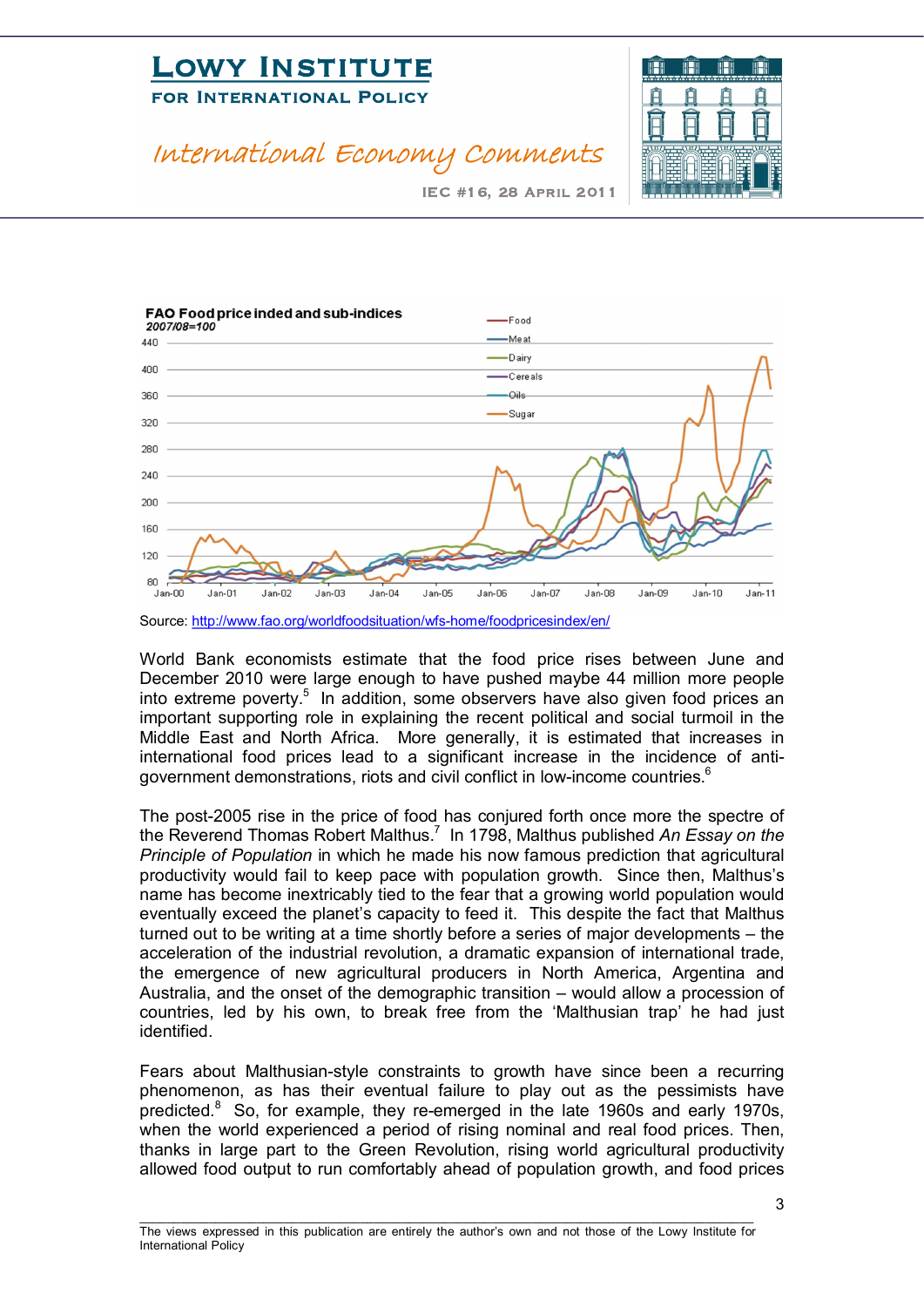FAO Food price inded and sub-indices

2007/08=100

Source: http://www.fao.org/worldfoodsituation/wfs-home/foodpricesindex/en/

World Bank economists estimate that the food price rises between June and December 2010 were large enough to have pushed maybe 44 million more people into extreme poverty.[5] In addition, some observers have also given food prices an important supporting role in explaining the recent political and social turmoil in the Middle East and North Africa. More generally, it is estimated that increases in international food prices lead to a significant increase in the incidence of anti-government demonstrations, riots and civil conflict in low-income countries.[6]

The post-2005 rise in the price of food has conjured forth once more the spectre of the Reverend Thomas Robert Malthus.[7] In 1798, Malthus published *An Essay on the Principle of Population* in which he made his now famous prediction that agricultural productivity would fail to keep pace with population growth. Since then, Malthus's name has become inextricably tied to the fear that a growing world population would eventually exceed the planet's capacity to feed it. This despite the fact that Malthus turned out to be writing at a time shortly before a series of major developments – the acceleration of the industrial revolution, a dramatic expansion of international trade, the emergence of new agricultural producers in North America, Argentina and Australia, and the onset of the demographic transition – would allow a procession of countries, led by his own, to break free from the 'Malthusian trap' he had just identified.

Fears about Malthusian-style constraints to growth have since been a recurring phenomenon, as has their eventual failure to play out as the pessimists have predicted.[8] So, for example, they re-emerged in the late 1960s and early 1970s, when the world experienced a period of rising nominal and real food prices. Then, thanks in large part to the Green Revolution, rising world agricultural productivity allowed food output to run comfortably ahead of population growth, and food prices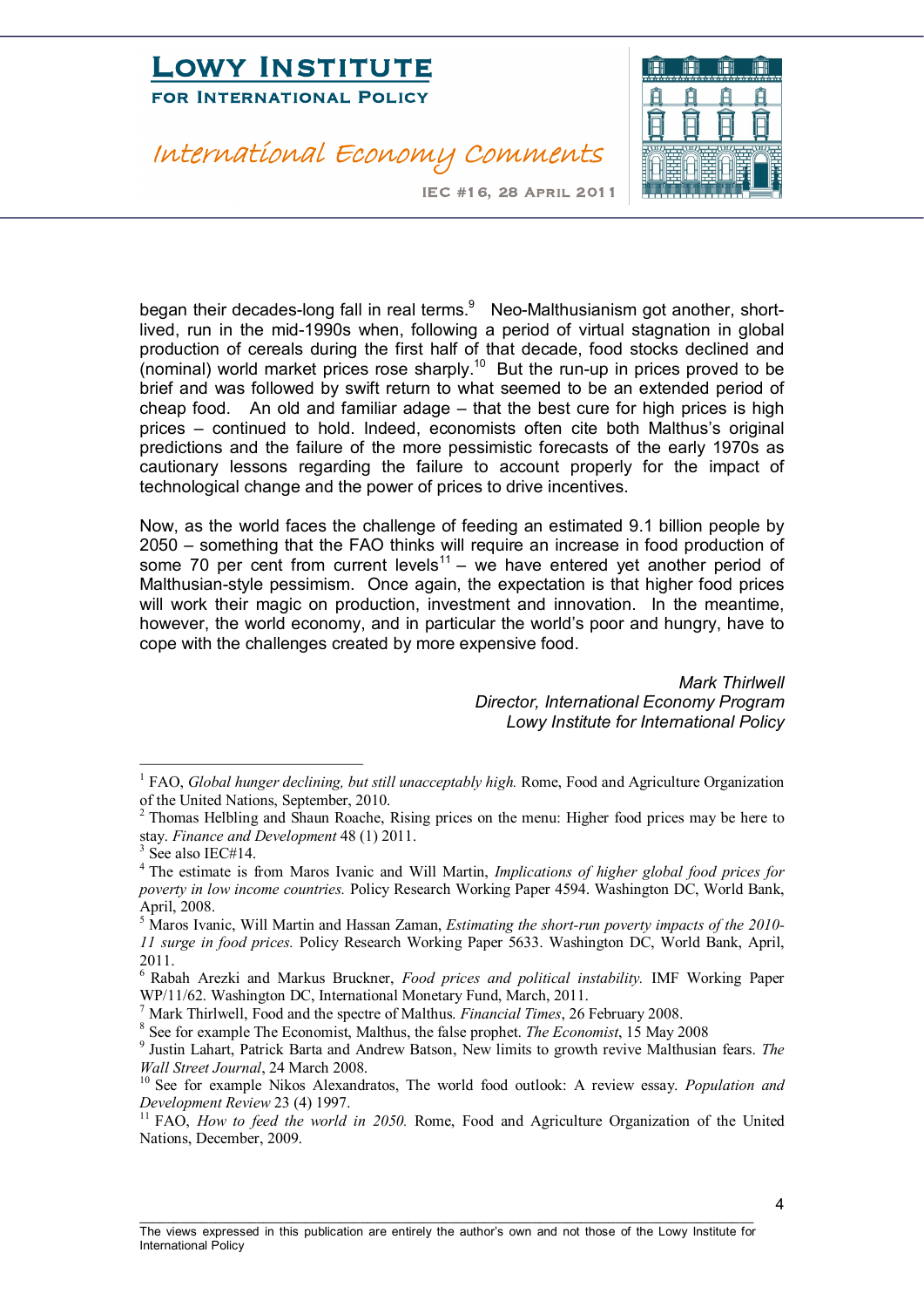began their decades-long fall in real terms.[9] Neo-Malthusianism got another, short-lived, run in the mid-1990s when, following a period of virtual stagnation in global production of cereals during the first half of that decade, food stocks declined and (nominal) world market prices rose sharply.[10] But the run-up in prices proved to be brief and was followed by swift return to what seemed to be an extended period of cheap food. An old and familiar adage – that the best cure for high prices is high prices – continued to hold. Indeed, economists often cite both Malthus's original predictions and the failure of the more pessimistic forecasts of the early 1970s as cautionary lessons regarding the failure to account properly for the impact of technological change and the power of prices to drive incentives.

Now, as the world faces the challenge of feeding an estimated 9.1 billion people by 2050 – something that the FAO thinks will require an increase in food production of some 70 per cent from current levels[11] – we have entered yet another period of Malthusian-style pessimism. Once again, the expectation is that higher food prices will work their magic on production, investment and innovation. In the meantime, however, the world economy, and in particular the world's poor and hungry, have to cope with the challenges created by more expensive food.

*Mark Thirlwell*
*Director, International Economy Program*
*Lowy Institute for International Policy*

---

[1] FAO, *Global hunger declining, but still unacceptably high.* Rome, Food and Agriculture Organization of the United Nations, September, 2010.

[2] Thomas Helbling and Shaun Roache, Rising prices on the menu: Higher food prices may be here to stay. *Finance and Development* 48 (1) 2011.

[3] See also IEC#14.

[4] The estimate is from Maros Ivanic and Will Martin, *Implications of higher global food prices for poverty in low income countries.* Policy Research Working Paper 4594. Washington DC, World Bank, April, 2008.

[5] Maros Ivanic, Will Martin and Hassan Zaman, *Estimating the short-run poverty impacts of the 2010-11 surge in food prices.* Policy Research Working Paper 5633. Washington DC, World Bank, April, 2011.

[6] Rabah Arezki and Markus Bruckner, *Food prices and political instability.* IMF Working Paper WP/11/62. Washington DC, International Monetary Fund, March, 2011.

[7] Mark Thirlwell, Food and the spectre of Malthus. *Financial Times*, 26 February 2008.

[8] See for example The Economist, Malthus, the false prophet. *The Economist*, 15 May 2008

[9] Justin Lahart, Patrick Barta and Andrew Batson, New limits to growth revive Malthusian fears. *The Wall Street Journal*, 24 March 2008.

[10] See for example Nikos Alexandratos, The world food outlook: A review essay. *Population and Development Review* 23 (4) 1997.

[11] FAO, *How to feed the world in 2050.* Rome, Food and Agriculture Organization of the United Nations, December, 2009.